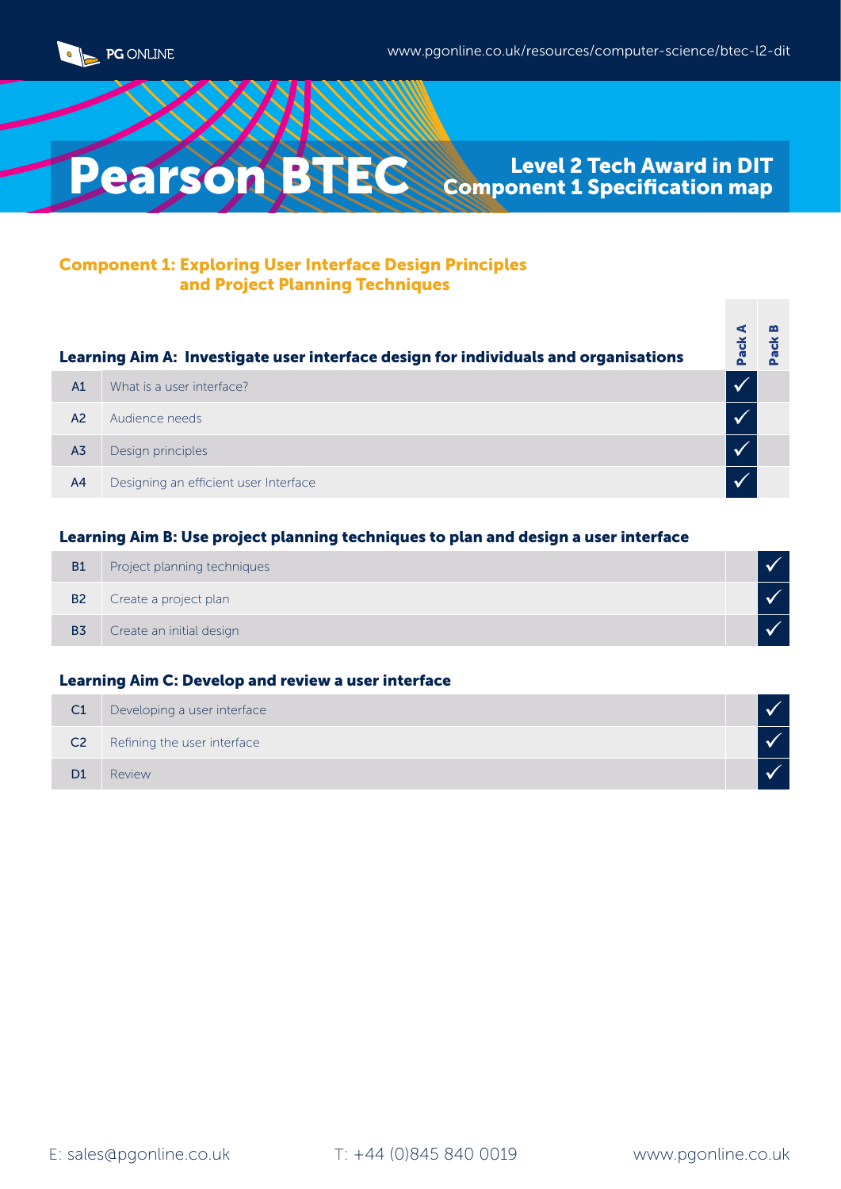# Pearson BTEC

## Level 2 Tech Award in DIT Component 1 Specification map

### Component 1: Exploring User Interface Design Principles and Project Planning Techniques

| | Learning Aim A: Investigate user interface design for individuals and organisations | Pack A | Pack B |
|---|---|---|---|
| A1 | What is a user interface? | ✓ | |
| A2 | Audience needs | ✓ | |
| A3 | Design principles | ✓ | |
| A4 | Designing an efficient user Interface | ✓ | |

| | Learning Aim B: Use project planning techniques to plan and design a user interface | Pack A | Pack B |
|---|---|---|---|
| B1 | Project planning techniques | | ✓ |
| B2 | Create a project plan | | ✓ |
| B3 | Create an initial design | | ✓ |

| | Learning Aim C: Develop and review a user interface | Pack A | Pack B |
|---|---|---|---|
| C1 | Developing a user interface | | ✓ |
| C2 | Refining the user interface | | ✓ |
| D1 | Review | | ✓ |

E: sales@pgonline.co.uk T: +44 (0)845 840 0019 www.pgonline.co.uk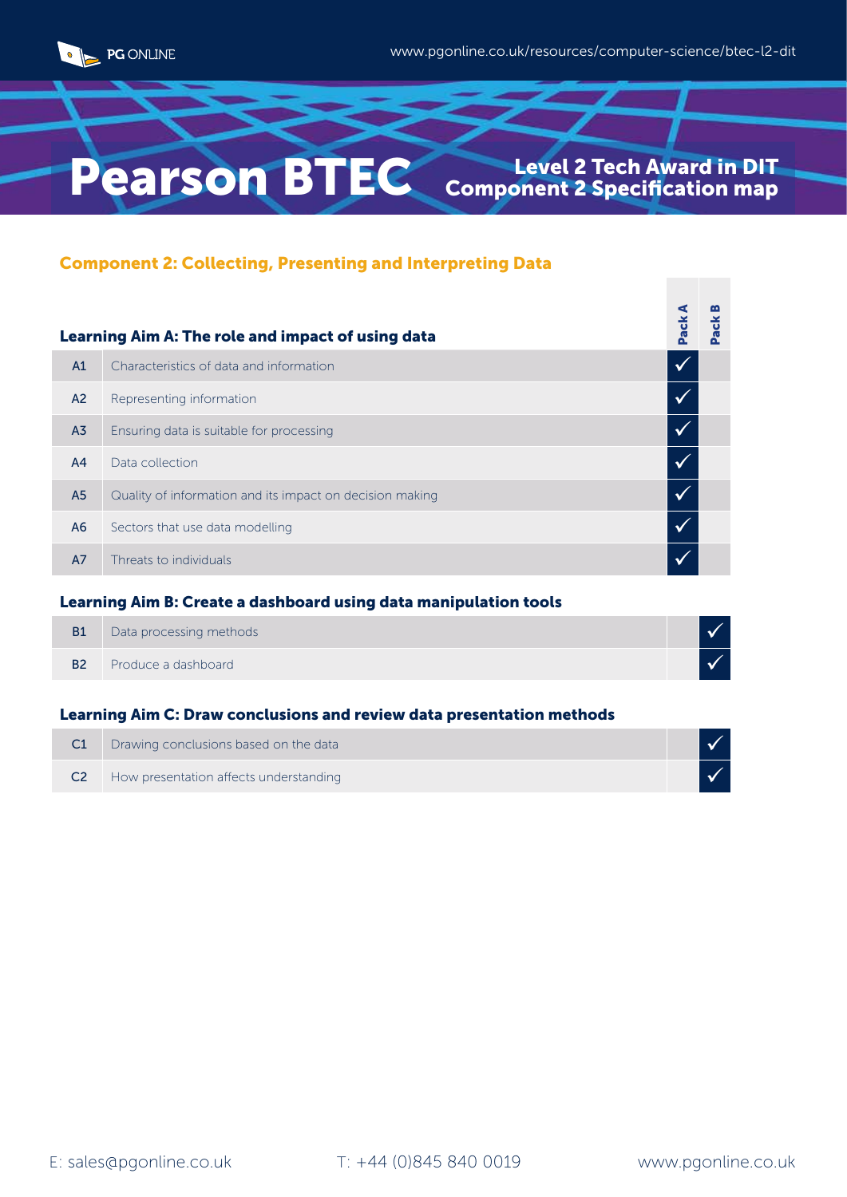# Pearson BTEC

## Level 2 Tech Award in DIT Component 2 Specification map

## Component 2: Collecting, Presenting and Interpreting Data

### Learning Aim A: The role and impact of using data

| | | Pack A | Pack B |
|---|---|---|---|
| A1 | Characteristics of data and information | ✓ | |
| A2 | Representing information | ✓ | |
| A3 | Ensuring data is suitable for processing | ✓ | |
| A4 | Data collection | ✓ | |
| A5 | Quality of information and its impact on decision making | ✓ | |
| A6 | Sectors that use data modelling | ✓ | |
| A7 | Threats to individuals | ✓ | |

### Learning Aim B: Create a dashboard using data manipulation tools

| | | Pack A | Pack B |
|---|---|---|---|
| B1 | Data processing methods | | ✓ |
| B2 | Produce a dashboard | | ✓ |

### Learning Aim C: Draw conclusions and review data presentation methods

| | | Pack A | Pack B |
|---|---|---|---|
| C1 | Drawing conclusions based on the data | | ✓ |
| C2 | How presentation affects understanding | | ✓ |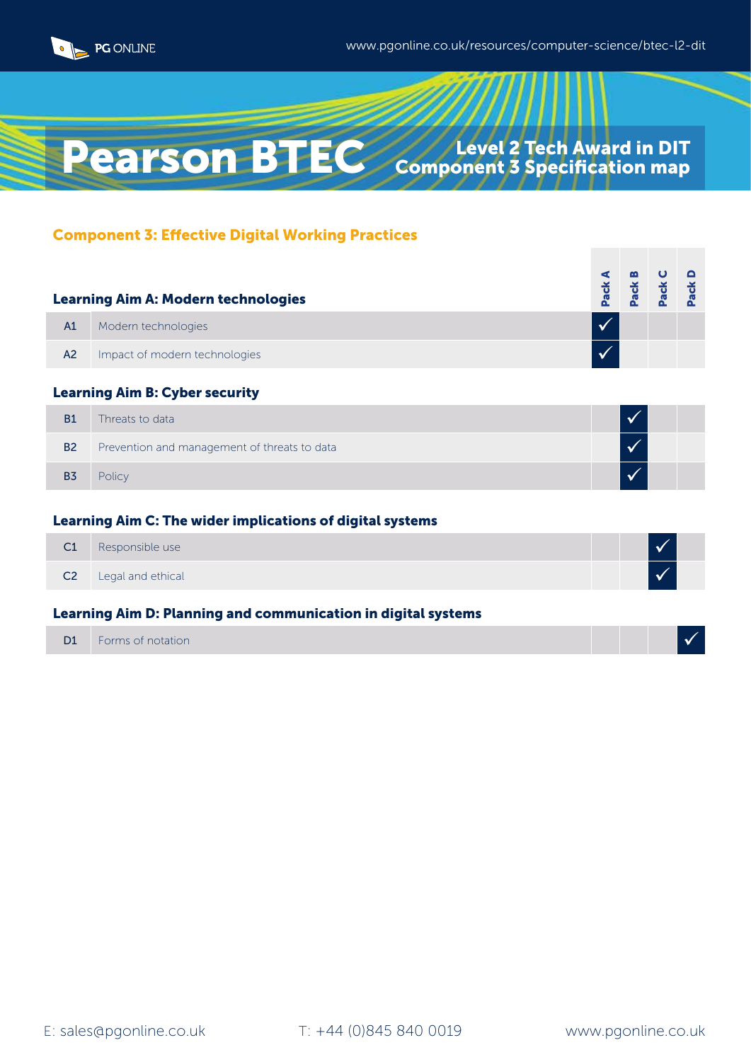# Pearson BTEC

## Level 2 Tech Award in DIT Component 3 Specification map

### Component 3: Effective Digital Working Practices

| Learning Aim A: Modern technologies | | Pack A | Pack B | Pack C | Pack D |
|---|---|---|---|---|---|
| A1 | Modern technologies | ✓ | | | |
| A2 | Impact of modern technologies | ✓ | | | |

**Learning Aim B: Cyber security**

| | | Pack A | Pack B | Pack C | Pack D |
|---|---|---|---|---|---|
| B1 | Threats to data | | ✓ | | |
| B2 | Prevention and management of threats to data | | ✓ | | |
| B3 | Policy | | ✓ | | |

**Learning Aim C: The wider implications of digital systems**

| | | Pack A | Pack B | Pack C | Pack D |
|---|---|---|---|---|---|
| C1 | Responsible use | | | ✓ | |
| C2 | Legal and ethical | | | ✓ | |

**Learning Aim D: Planning and communication in digital systems**

| | | Pack A | Pack B | Pack C | Pack D |
|---|---|---|---|---|---|
| D1 | Forms of notation | | | | ✓ |

E: sales@pgonline.co.uk T: +44 (0)845 840 0019 www.pgonline.co.uk